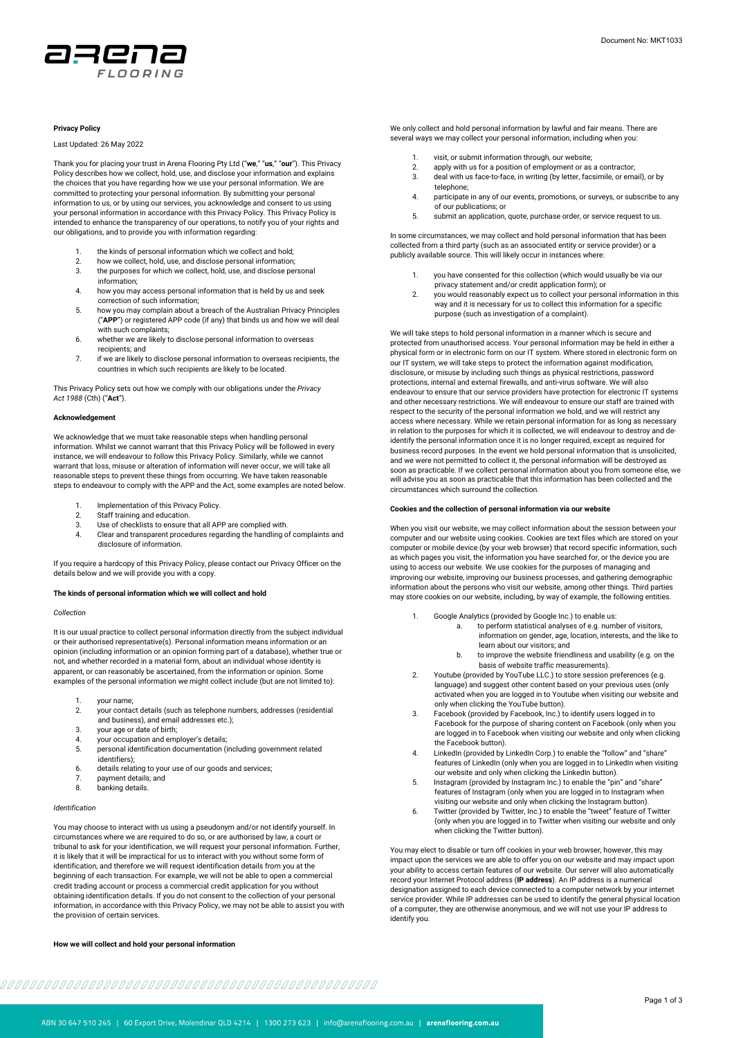**Privacy Policy**

Last Updated: 26 May 2022

Thank you for placing your trust in Arena Flooring Pty Ltd ("**we**," "**us**," "**our**"). This Privacy Policy describes how we collect, hold, use, and disclose your information and explains the choices that you have regarding how we use your personal information. We are committed to protecting your personal information. By submitting your personal information to us, or by using our services, you acknowledge and consent to us using your personal information in accordance with this Privacy Policy. This Privacy Policy is intended to enhance the transparency of our operations, to notify you of your rights and our obligations, and to provide you with information regarding:

1. the kinds of personal information which we collect and hold;
2. how we collect, hold, use, and disclose personal information;
3. the purposes for which we collect, hold, use, and disclose personal information;
4. how you may access personal information that is held by us and seek correction of such information;
5. how you may complain about a breach of the Australian Privacy Principles ("**APP**") or registered APP code (if any) that binds us and how we will deal with such complaints;
6. whether we are likely to disclose personal information to overseas recipients; and
7. if we are likely to disclose personal information to overseas recipients, the countries in which such recipients are likely to be located.

This Privacy Policy sets out how we comply with our obligations under the *Privacy Act 1988* (Cth) ("**Act**").

**Acknowledgement**

We acknowledge that we must take reasonable steps when handling personal information. Whilst we cannot warrant that this Privacy Policy will be followed in every instance, we will endeavour to follow this Privacy Policy. Similarly, while we cannot warrant that loss, misuse or alteration of information will never occur, we will take all reasonable steps to prevent these things from occurring. We have taken reasonable steps to endeavour to comply with the APP and the Act, some examples are noted below.

1. Implementation of this Privacy Policy.
2. Staff training and education.
3. Use of checklists to ensure that all APP are complied with.
4. Clear and transparent procedures regarding the handling of complaints and disclosure of information.

If you require a hardcopy of this Privacy Policy, please contact our Privacy Officer on the details below and we will provide you with a copy.

**The kinds of personal information which we will collect and hold**

*Collection*

It is our usual practice to collect personal information directly from the subject individual or their authorised representative(s). Personal information means information or an opinion (including information or an opinion forming part of a database), whether true or not, and whether recorded in a material form, about an individual whose identity is apparent, or can reasonably be ascertained, from the information or opinion. Some examples of the personal information we might collect include (but are not limited to):

1. your name;
2. your contact details (such as telephone numbers, addresses (residential and business), and email addresses etc.);
3. your age or date of birth;
4. your occupation and employer's details;
5. personal identification documentation (including government related identifiers);
6. details relating to your use of our goods and services;
7. payment details; and
8. banking details.

*Identification*

You may choose to interact with us using a pseudonym and/or not identify yourself. In circumstances where we are required to do so, or are authorised by law, a court or tribunal to ask for your identification, we will request your personal information. Further, it is likely that it will be impractical for us to interact with you without some form of identification, and therefore we will request identification details from you at the beginning of each transaction. For example, we will not be able to open a commercial credit trading account or process a commercial credit application for you without obtaining identification details. If you do not consent to the collection of your personal information, in accordance with this Privacy Policy, we may not be able to assist you with the provision of certain services.

**How we will collect and hold your personal information**

We only collect and hold personal information by lawful and fair means. There are several ways we may collect your personal information, including when you:

1. visit, or submit information through, our website;
2. apply with us for a position of employment or as a contractor;
3. deal with us face-to-face, in writing (by letter, facsimile, or email), or by telephone;
4. participate in any of our events, promotions, or surveys, or subscribe to any of our publications; or
5. submit an application, quote, purchase order, or service request to us.

In some circumstances, we may collect and hold personal information that has been collected from a third party (such as an associated entity or service provider) or a publicly available source. This will likely occur in instances where:

1. you have consented for this collection (which would usually be via our privacy statement and/or credit application form); or
2. you would reasonably expect us to collect your personal information in this way and it is necessary for us to collect this information for a specific purpose (such as investigation of a complaint).

We will take steps to hold personal information in a manner which is secure and protected from unauthorised access. Your personal information may be held in either a physical form or in electronic form on our IT system. Where stored in electronic form on our IT system, we will take steps to protect the information against modification, disclosure, or misuse by including such things as physical restrictions, password protections, internal and external firewalls, and anti-virus software. We will also endeavour to ensure that our service providers have protection for electronic IT systems and other necessary restrictions. We will endeavour to ensure our staff are trained with respect to the security of the personal information we hold, and we will restrict any access where necessary. While we retain personal information for as long as necessary in relation to the purposes for which it is collected, we will endeavour to destroy and de-identify the personal information once it is no longer required, except as required for business record purposes. In the event we hold personal information that is unsolicited, and we were not permitted to collect it, the personal information will be destroyed as soon as practicable. If we collect personal information about you from someone else, we will advise you as soon as practicable that this information has been collected and the circumstances which surround the collection.

**Cookies and the collection of personal information via our website**

When you visit our website, we may collect information about the session between your computer and our website using cookies. Cookies are text files which are stored on your computer or mobile device (by your web browser) that record specific information, such as which pages you visit, the information you have searched for, or the device you are using to access our website. We use cookies for the purposes of managing and improving our website, improving our business processes, and gathering demographic information about the persons who visit our website, among other things. Third parties may store cookies on our website, including, by way of example, the following entities.

1. Google Analytics (provided by Google Inc.) to enable us:
   a. to perform statistical analyses of e.g. number of visitors, information on gender, age, location, interests, and the like to learn about our visitors; and
   b. to improve the website friendliness and usability (e.g. on the basis of website traffic measurements).
2. Youtube (provided by YouTube LLC.) to store session preferences (e.g. language) and suggest other content based on your previous uses (only activated when you are logged in to Youtube when visiting our website and only when clicking the YouTube button).
3. Facebook (provided by Facebook, Inc.) to identify users logged in to Facebook for the purpose of sharing content on Facebook (only when you are logged in to Facebook when visiting our website and only when clicking the Facebook button).
4. LinkedIn (provided by LinkedIn Corp.) to enable the "follow" and "share" features of LinkedIn (only when you are logged in to LinkedIn when visiting our website and only when clicking the LinkedIn button).
5. Instagram (provided by Instagram Inc.) to enable the "pin" and "share" features of Instagram (only when you are logged in to Instagram when visiting our website and only when clicking the Instagram button).
6. Twitter (provided by Twitter, Inc.) to enable the "tweet" feature of Twitter (only when you are logged in to Twitter when visiting our website and only when clicking the Twitter button).

You may elect to disable or turn off cookies in your web browser, however, this may impact upon the services we are able to offer you on our website and may impact upon your ability to access certain features of our website. Our server will also automatically record your Internet Protocol address (**IP address**). An IP address is a numerical designation assigned to each device connected to a computer network by your internet service provider. While IP addresses can be used to identify the general physical location of a computer, they are otherwise anonymous, and we will not use your IP address to identify you.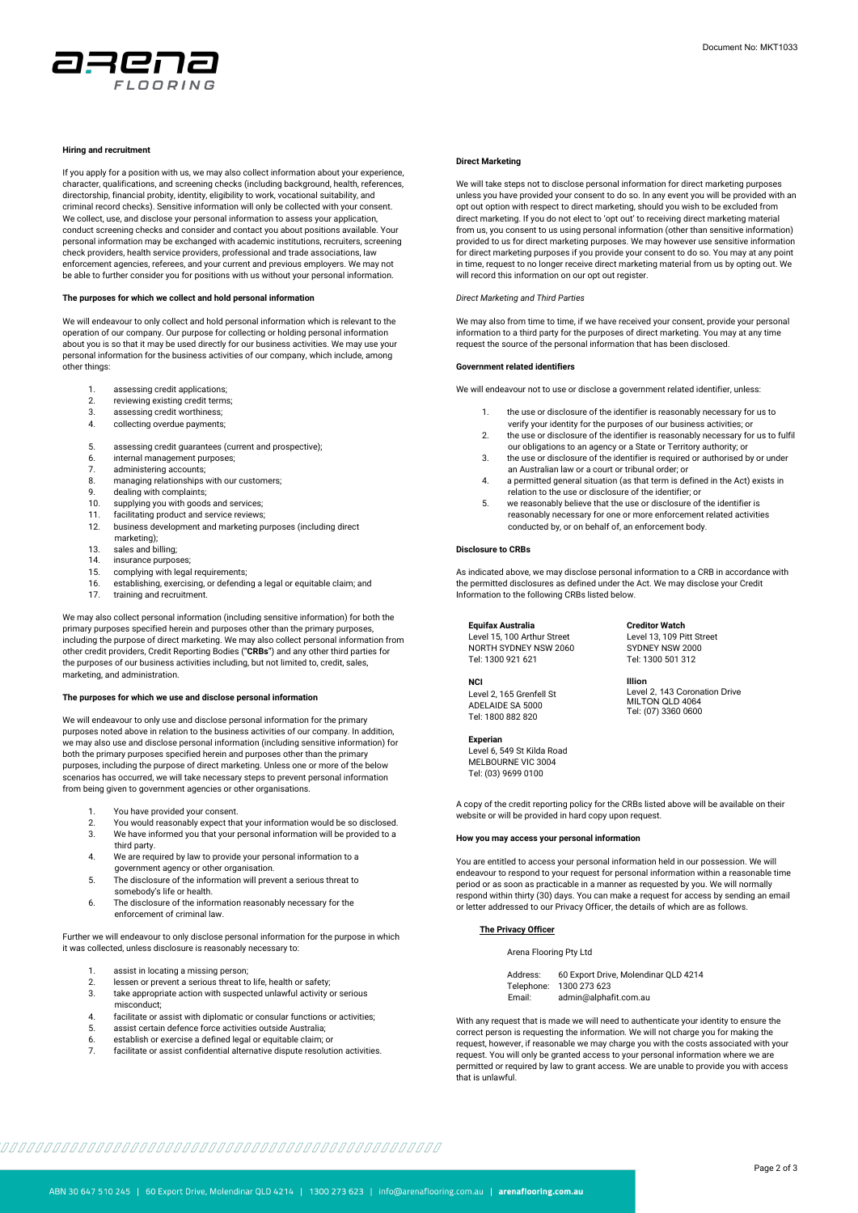### Hiring and recruitment

If you apply for a position with us, we may also collect information about your experience, character, qualifications, and screening checks (including background, health, references, directorship, financial probity, identity, eligibility to work, vocational suitability, and criminal record checks). Sensitive information will only be collected with your consent. We collect, use, and disclose your personal information to assess your application, conduct screening checks and consider and contact you about positions available. Your personal information may be exchanged with academic institutions, recruiters, screening check providers, health service providers, professional and trade associations, law enforcement agencies, referees, and your current and previous employers. We may not be able to further consider you for positions with us without your personal information.

### The purposes for which we collect and hold personal information

We will endeavour to only collect and hold personal information which is relevant to the operation of our company. Our purpose for collecting or holding personal information about you is so that it may be used directly for our business activities. We may use your personal information for the business activities of our company, which include, among other things:

1. assessing credit applications;
2. reviewing existing credit terms;
3. assessing credit worthiness;
4. collecting overdue payments;
5. assessing credit guarantees (current and prospective);
6. internal management purposes;
7. administering accounts;
8. managing relationships with our customers;
9. dealing with complaints;
10. supplying you with goods and services;
11. facilitating product and service reviews;
12. business development and marketing purposes (including direct marketing);
13. sales and billing;
14. insurance purposes;
15. complying with legal requirements;
16. establishing, exercising, or defending a legal or equitable claim; and
17. training and recruitment.

We may also collect personal information (including sensitive information) for both the primary purposes specified herein and purposes other than the primary purposes, including the purpose of direct marketing. We may also collect personal information from other credit providers, Credit Reporting Bodies ("**CRBs**") and any other third parties for the purposes of our business activities including, but not limited to, credit, sales, marketing, and administration.

### The purposes for which we use and disclose personal information

We will endeavour to only use and disclose personal information for the primary purposes noted above in relation to the business activities of our company. In addition, we may also use and disclose personal information (including sensitive information) for both the primary purposes specified herein and purposes other than the primary purposes, including the purpose of direct marketing. Unless one or more of the below scenarios has occurred, we will take necessary steps to prevent personal information from being given to government agencies or other organisations.

1. You have provided your consent.
2. You would reasonably expect that your information would be so disclosed.
3. We have informed you that your personal information will be provided to a third party.
4. We are required by law to provide your personal information to a government agency or other organisation.
5. The disclosure of the information will prevent a serious threat to somebody's life or health.
6. The disclosure of the information reasonably necessary for the enforcement of criminal law.

Further we will endeavour to only disclose personal information for the purpose in which it was collected, unless disclosure is reasonably necessary to:

1. assist in locating a missing person;
2. lessen or prevent a serious threat to life, health or safety;
3. take appropriate action with suspected unlawful activity or serious misconduct;
4. facilitate or assist with diplomatic or consular functions or activities;
5. assist certain defence force activities outside Australia;
6. establish or exercise a defined legal or equitable claim; or
7. facilitate or assist confidential alternative dispute resolution activities.

### Direct Marketing

We will take steps not to disclose personal information for direct marketing purposes unless you have provided your consent to do so. In any event you will be provided with an opt out option with respect to direct marketing, should you wish to be excluded from direct marketing. If you do not elect to 'opt out' to receiving direct marketing material from us, you consent to us using personal information (other than sensitive information) provided to us for direct marketing purposes. We may however use sensitive information for direct marketing purposes if you provide your consent to do so. You may at any point in time, request to no longer receive direct marketing material from us by opting out. We will record this information on our opt out register.

*Direct Marketing and Third Parties*

We may also from time to time, if we have received your consent, provide your personal information to a third party for the purposes of direct marketing. You may at any time request the source of the personal information that has been disclosed.

### Government related identifiers

We will endeavour not to use or disclose a government related identifier, unless:

1. the use or disclosure of the identifier is reasonably necessary for us to verify your identity for the purposes of our business activities; or
2. the use or disclosure of the identifier is reasonably necessary for us to fulfil our obligations to an agency or a State or Territory authority; or
3. the use or disclosure of the identifier is required or authorised by or under an Australian law or a court or tribunal order; or
4. a permitted general situation (as that term is defined in the Act) exists in relation to the use or disclosure of the identifier; or
5. we reasonably believe that the use or disclosure of the identifier is reasonably necessary for one or more enforcement related activities conducted by, or on behalf of, an enforcement body.

### Disclosure to CRBs

As indicated above, we may disclose personal information to a CRB in accordance with the permitted disclosures as defined under the Act. We may disclose your Credit Information to the following CRBs listed below.

**Equifax Australia**
Level 15, 100 Arthur Street
NORTH SYDNEY NSW 2060
Tel: 1300 921 621

**NCI**
Level 2, 165 Grenfell St
ADELAIDE SA 5000
Tel: 1800 882 820

**Experian**
Level 6, 549 St Kilda Road
MELBOURNE VIC 3004
Tel: (03) 9699 0100

**Creditor Watch**
Level 13, 109 Pitt Street
SYDNEY NSW 2000
Tel: 1300 501 312

**Illion**
Level 2, 143 Coronation Drive
MILTON QLD 4064
Tel: (07) 3360 0600

A copy of the credit reporting policy for the CRBs listed above will be available on their website or will be provided in hard copy upon request.

### How you may access your personal information

You are entitled to access your personal information held in our possession. We will endeavour to respond to your request for personal information within a reasonable time period or as soon as practicable in a manner as requested by you. We will normally respond within thirty (30) days. You can make a request for access by sending an email or letter addressed to our Privacy Officer, the details of which are as follows.

**The Privacy Officer**

Arena Flooring Pty Ltd

Address: 60 Export Drive, Molendinar QLD 4214
Telephone: 1300 273 623
Email: admin@alphafit.com.au

With any request that is made we will need to authenticate your identity to ensure the correct person is requesting the information. We will not charge you for making the request, however, if reasonable we may charge you with the costs associated with your request. You will only be granted access to your personal information where we are permitted or required by law to grant access. We are unable to provide you with access that is unlawful.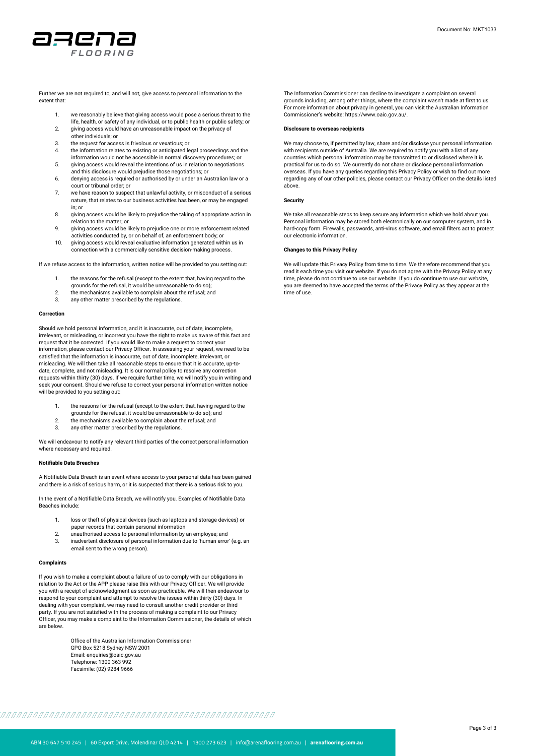Further we are not required to, and will not, give access to personal information to the extent that:

1. we reasonably believe that giving access would pose a serious threat to the life, health, or safety of any individual, or to public health or public safety; or
2. giving access would have an unreasonable impact on the privacy of other individuals; or
3. the request for access is frivolous or vexatious; or
4. the information relates to existing or anticipated legal proceedings and the information would not be accessible in normal discovery procedures; or
5. giving access would reveal the intentions of us in relation to negotiations and this disclosure would prejudice those negotiations; or
6. denying access is required or authorised by or under an Australian law or a court or tribunal order; or
7. we have reason to suspect that unlawful activity, or misconduct of a serious nature, that relates to our business activities has been, or may be engaged in; or
8. giving access would be likely to prejudice the taking of appropriate action in relation to the matter; or
9. giving access would be likely to prejudice one or more enforcement related activities conducted by, or on behalf of, an enforcement body; or
10. giving access would reveal evaluative information generated within us in connection with a commercially sensitive decision-making process.

If we refuse access to the information, written notice will be provided to you setting out:

1. the reasons for the refusal (except to the extent that, having regard to the grounds for the refusal, it would be unreasonable to do so);
2. the mechanisms available to complain about the refusal; and
3. any other matter prescribed by the regulations.

**Correction**

Should we hold personal information, and it is inaccurate, out of date, incomplete, irrelevant, or misleading, or incorrect you have the right to make us aware of this fact and request that it be corrected. If you would like to make a request to correct your information, please contact our Privacy Officer. In assessing your request, we need to be satisfied that the information is inaccurate, out of date, incomplete, irrelevant, or misleading. We will then take all reasonable steps to ensure that it is accurate, up-to-date, complete, and not misleading. It is our normal policy to resolve any correction requests within thirty (30) days. If we require further time, we will notify you in writing and seek your consent. Should we refuse to correct your personal information written notice will be provided to you setting out:

1. the reasons for the refusal (except to the extent that, having regard to the grounds for the refusal, it would be unreasonable to do so); and
2. the mechanisms available to complain about the refusal; and
3. any other matter prescribed by the regulations.

We will endeavour to notify any relevant third parties of the correct personal information where necessary and required.

**Notifiable Data Breaches**

A Notifiable Data Breach is an event where access to your personal data has been gained and there is a risk of serious harm, or it is suspected that there is a serious risk to you.

In the event of a Notifiable Data Breach, we will notify you. Examples of Notifiable Data Beaches include:

1. loss or theft of physical devices (such as laptops and storage devices) or paper records that contain personal information
2. unauthorised access to personal information by an employee; and
3. inadvertent disclosure of personal information due to 'human error' (e.g. an email sent to the wrong person).

**Complaints**

If you wish to make a complaint about a failure of us to comply with our obligations in relation to the Act or the APP please raise this with our Privacy Officer. We will provide you with a receipt of acknowledgment as soon as practicable. We will then endeavour to respond to your complaint and attempt to resolve the issues within thirty (30) days. In dealing with your complaint, we may need to consult another credit provider or third party. If you are not satisfied with the process of making a complaint to our Privacy Officer, you may make a complaint to the Information Commissioner, the details of which are below.

Office of the Australian Information Commissioner
GPO Box 5218 Sydney NSW 2001
Email: enquiries@oaic.gov.au
Telephone: 1300 363 992
Facsimile: (02) 9284 9666

The Information Commissioner can decline to investigate a complaint on several grounds including, among other things, where the complaint wasn't made at first to us. For more information about privacy in general, you can visit the Australian Information Commissioner's website: https://www.oaic.gov.au/.

**Disclosure to overseas recipients**

We may choose to, if permitted by law, share and/or disclose your personal information with recipients outside of Australia. We are required to notify you with a list of any countries which personal information may be transmitted to or disclosed where it is practical for us to do so. We currently do not share or disclose personal information overseas. If you have any queries regarding this Privacy Policy or wish to find out more regarding any of our other policies, please contact our Privacy Officer on the details listed above.

**Security**

We take all reasonable steps to keep secure any information which we hold about you. Personal information may be stored both electronically on our computer system, and in hard-copy form. Firewalls, passwords, anti-virus software, and email filters act to protect our electronic information.

**Changes to this Privacy Policy**

We will update this Privacy Policy from time to time. We therefore recommend that you read it each time you visit our website. If you do not agree with the Privacy Policy at any time, please do not continue to use our website. If you do continue to use our website, you are deemed to have accepted the terms of the Privacy Policy as they appear at the time of use.